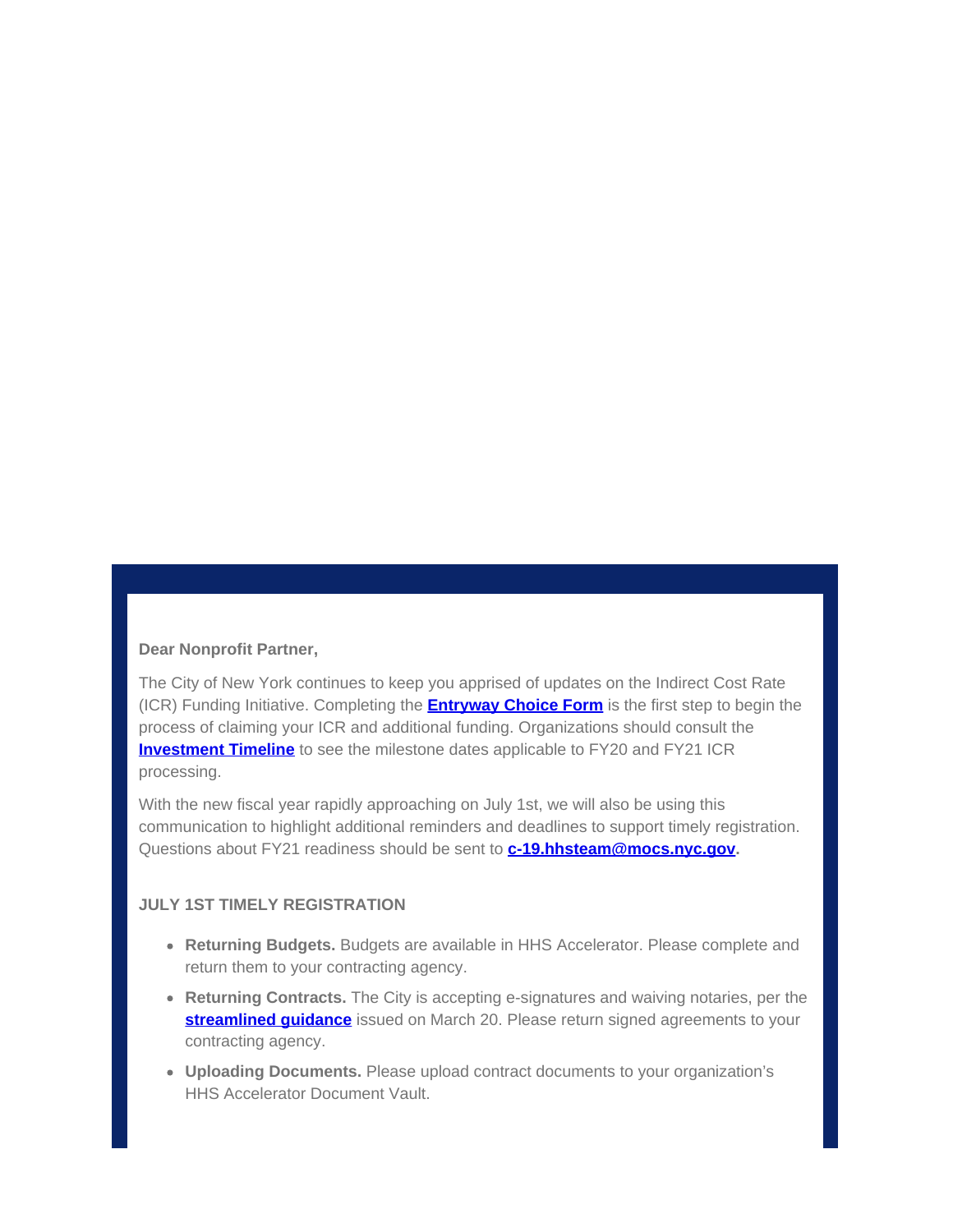**Dear Nonprofit Partner,**

The City of New York continues to keep you apprised of updates on the Indirect Cost Rate (ICR) Funding Initiative. Completing the **Entryway Choice Form** is the first step to begin the process of claiming your ICR and additional funding. Organizations should consult the **Investment Timeline** to see the milestone dates applicable to FY20 and FY21 ICR processing.

With the new fiscal year rapidly approaching on July 1st, we will also be using this communication to highlight additional reminders and deadlines to support timely registration. Questions about FY21 readiness should be sent to **c-19.hhsteam@mocs.nyc.gov.**

**JULY 1ST TIMELY REGISTRATION**

- **Returning Budgets.** Budgets are available in HHS Accelerator. Please complete and return them to your contracting agency.
- **Returning Contracts.** The City is accepting e-signatures and waiving notaries, per the **streamlined guidance** issued on March 20. Please return signed agreements to your contracting agency.
- **Uploading Documents.** Please upload contract documents to your organization's HHS Accelerator Document Vault.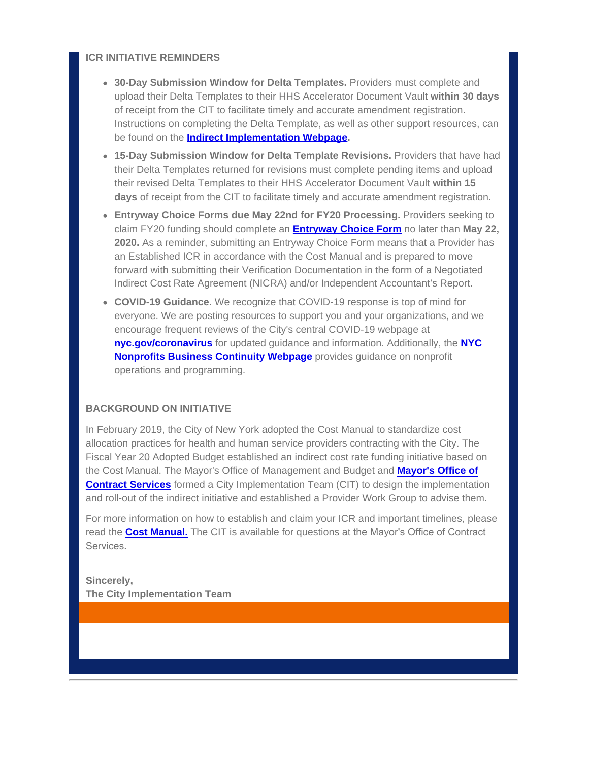### ICR INITIATIVE REMINDERS

- **30-Day Submission Window for Delta Templates.** Providers must complete and upload their Delta Templates to their HHS Accelerator Document Vault **within 30 days** of receipt from the CIT to facilitate timely and accurate amendment registration. Instructions on completing the Delta Template, as well as other support resources, can be found on the **Indirect Implementation Webpage.**
- **15-Day Submission Window for Delta Template Revisions.** Providers that have had their Delta Templates returned for revisions must complete pending items and upload their revised Delta Templates to their HHS Accelerator Document Vault **within 15 days** of receipt from the CIT to facilitate timely and accurate amendment registration.
- **Entryway Choice Forms due May 22nd for FY20 Processing.** Providers seeking to claim FY20 funding should complete an **Entryway Choice Form** no later than **May 22, 2020.** As a reminder, submitting an Entryway Choice Form means that a Provider has an Established ICR in accordance with the Cost Manual and is prepared to move forward with submitting their Verification Documentation in the form of a Negotiated Indirect Cost Rate Agreement (NICRA) and/or Independent Accountant's Report.
- **COVID-19 Guidance.** We recognize that COVID-19 response is top of mind for everyone. We are posting resources to support you and your organizations, and we encourage frequent reviews of the City's central COVID-19 webpage at **nyc.gov/coronavirus** for updated guidance and information. Additionally, the **NYC Nonprofits Business Continuity Webpage** provides guidance on nonprofit operations and programming.

### BACKGROUND ON INITIATIVE

In February 2019, the City of New York adopted the Cost Manual to standardize cost allocation practices for health and human service providers contracting with the City. The Fiscal Year 20 Adopted Budget established an indirect cost rate funding initiative based on the Cost Manual. The Mayor's Office of Management and Budget and **Mayor's Office of Contract Services** formed a City Implementation Team (CIT) to design the implementation and roll-out of the indirect initiative and established a Provider Work Group to advise them.

For more information on how to establish and claim your ICR and important timelines, please read the **Cost Manual.** The CIT is available for questions at the Mayor's Office of Contract Services**.**

**Sincerely,**
**The City Implementation Team**